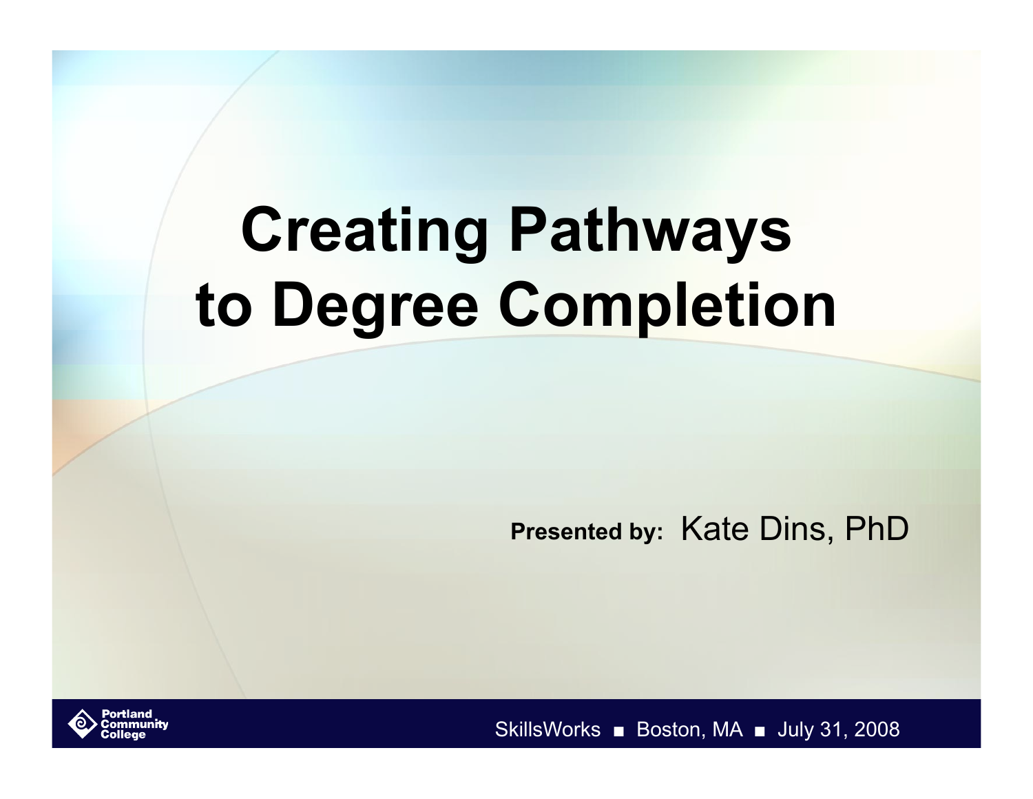# Creating Pathways to Degree Completion

**Presented by:** Kate Dins, PhD

Portland Community College

SkillsWorks ■ Boston, MA ■ July 31, 2008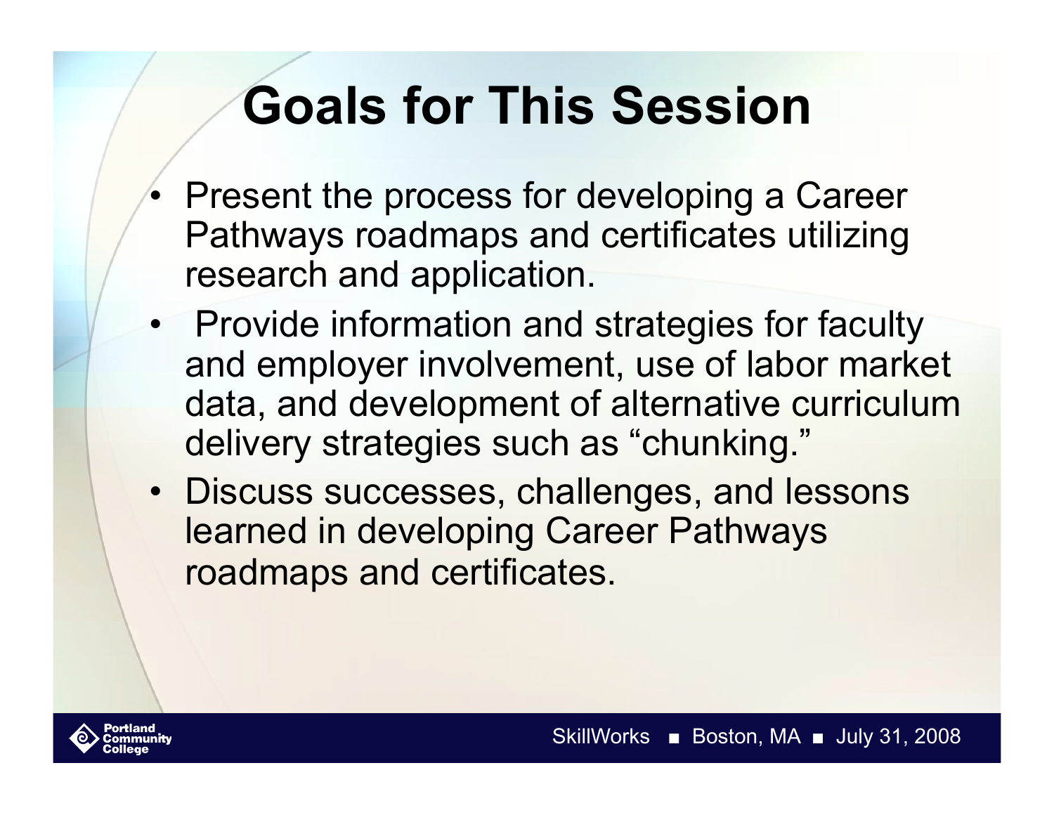# Goals for This Session

- Present the process for developing a Career Pathways roadmaps and certificates utilizing research and application.
- Provide information and strategies for faculty and employer involvement, use of labor market data, and development of alternative curriculum delivery strategies such as "chunking."
- Discuss successes, challenges, and lessons learned in developing Career Pathways roadmaps and certificates.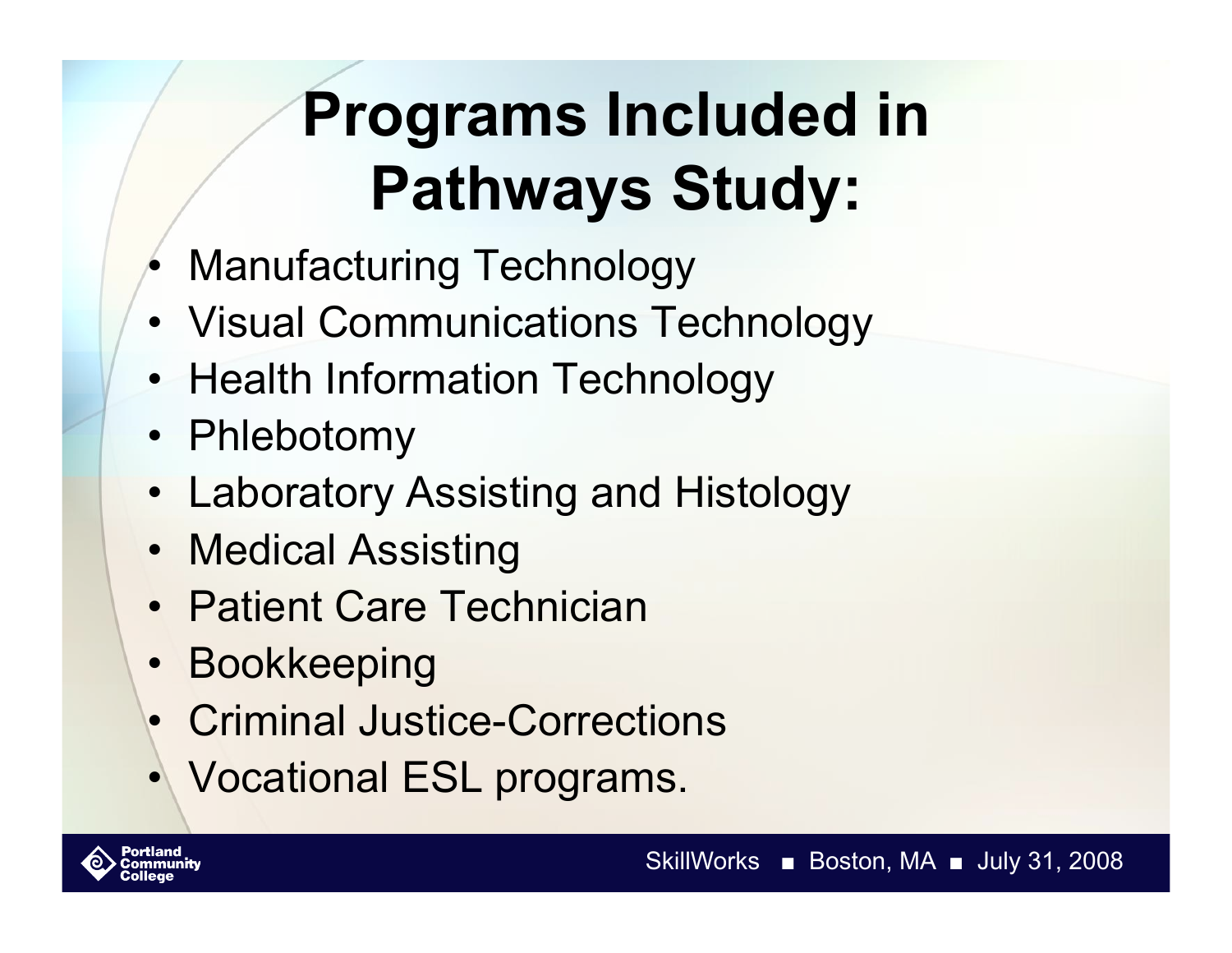# Programs Included in Pathways Study:

- Manufacturing Technology
- Visual Communications Technology
- Health Information Technology
- Phlebotomy
- Laboratory Assisting and Histology
- Medical Assisting
- Patient Care Technician
- Bookkeeping
- Criminal Justice-Corrections
- Vocational ESL programs.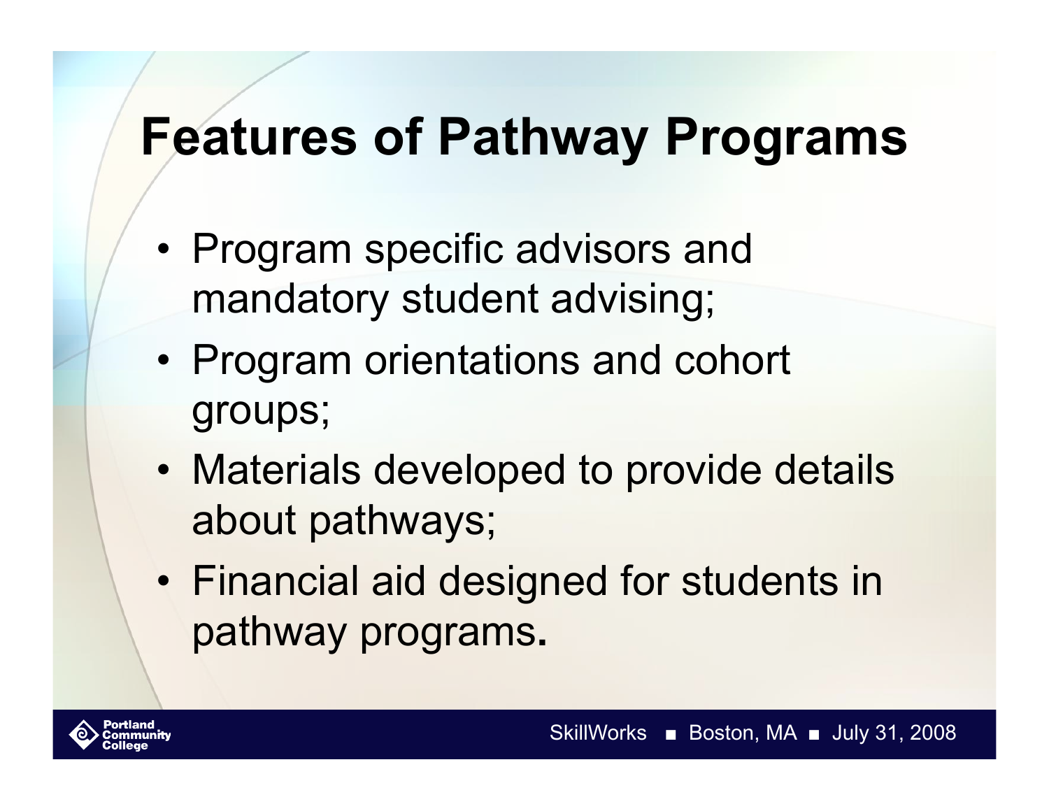# Features of Pathway Programs

- Program specific advisors and mandatory student advising;
- Program orientations and cohort groups;
- Materials developed to provide details about pathways;
- Financial aid designed for students in pathway programs.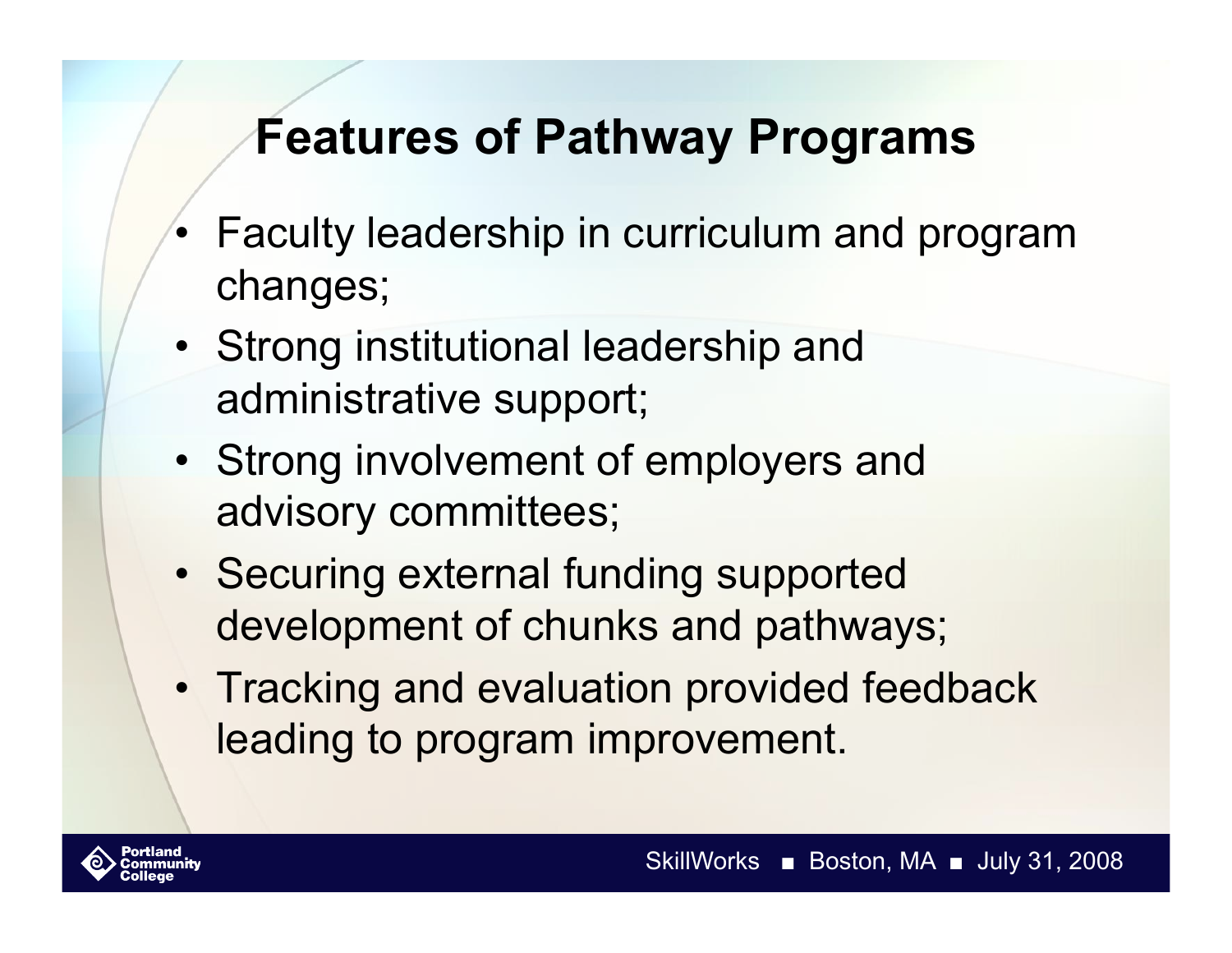# Features of Pathway Programs

- Faculty leadership in curriculum and program changes;
- Strong institutional leadership and administrative support;
- Strong involvement of employers and advisory committees;
- Securing external funding supported development of chunks and pathways;
- Tracking and evaluation provided feedback leading to program improvement.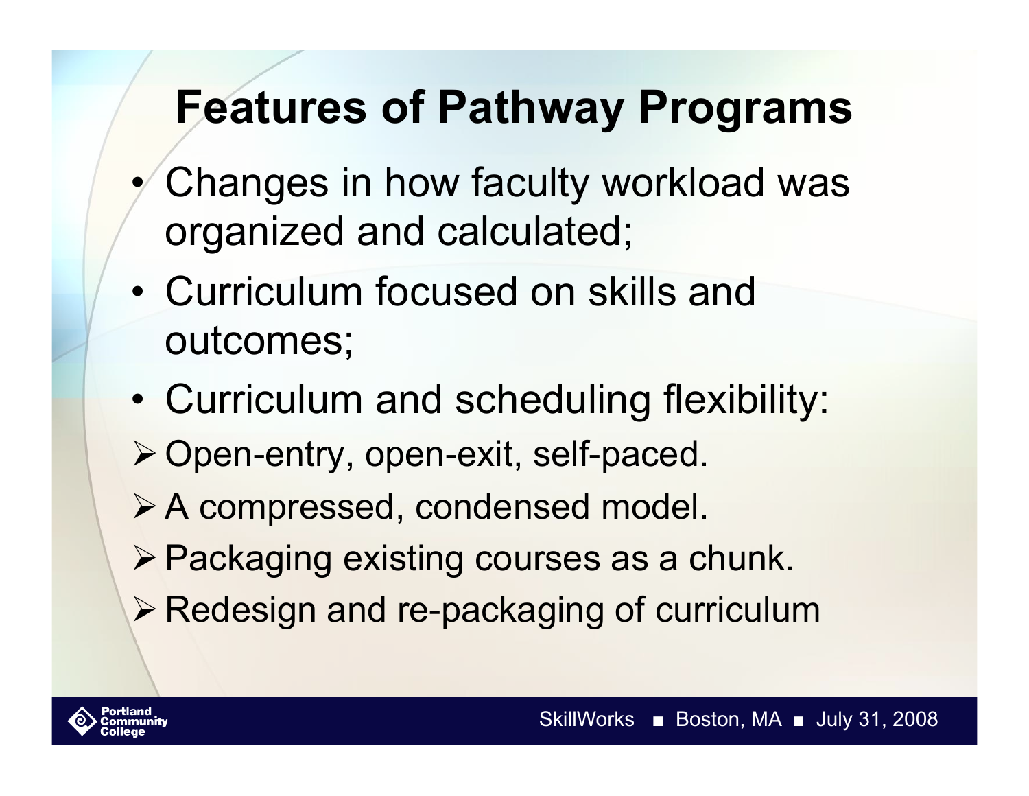# Features of Pathway Programs

- Changes in how faculty workload was organized and calculated;
- Curriculum focused on skills and outcomes;
- Curriculum and scheduling flexibility:
  - Open-entry, open-exit, self-paced.
  - A compressed, condensed model.
  - Packaging existing courses as a chunk.
  - Redesign and re-packaging of curriculum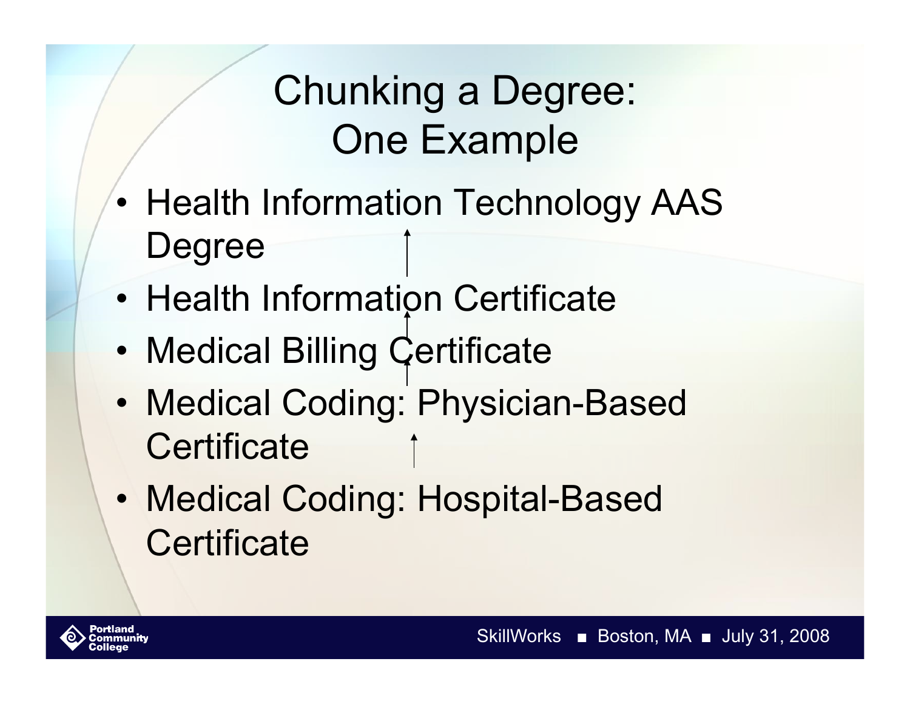# Chunking a Degree: One Example

- Health Information Technology AAS Degree
- Health Information Certificate
- Medical Billing Certificate
- Medical Coding: Physician-Based Certificate
- Medical Coding: Hospital-Based Certificate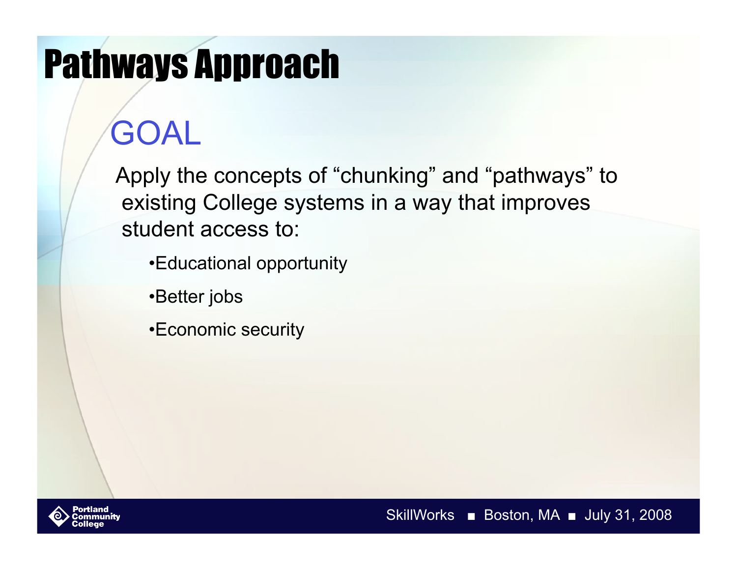# Pathways Approach

## GOAL

Apply the concepts of "chunking" and "pathways" to existing College systems in a way that improves student access to:

- Educational opportunity
- Better jobs
- Economic security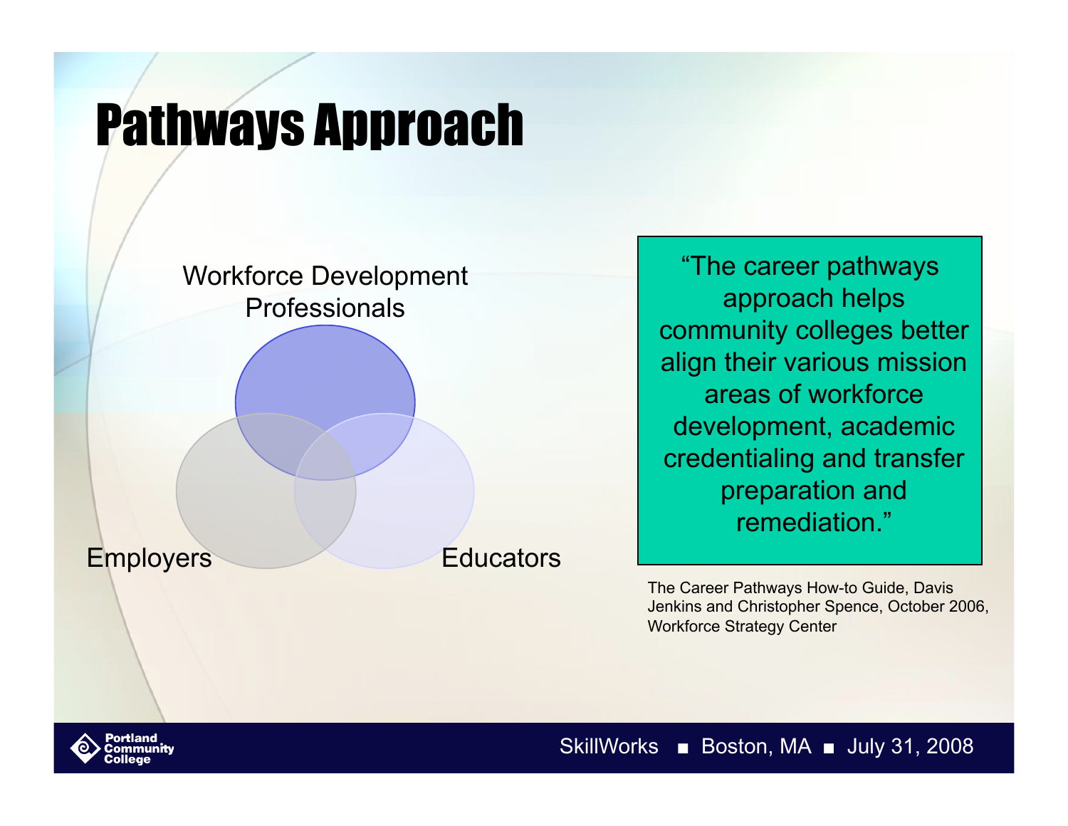# Pathways Approach

Workforce Development Professionals

Employers

Educators

> "The career pathways approach helps community colleges better align their various mission areas of workforce development, academic credentialing and transfer preparation and remediation."

The Career Pathways How-to Guide, Davis Jenkins and Christopher Spence, October 2006, Workforce Strategy Center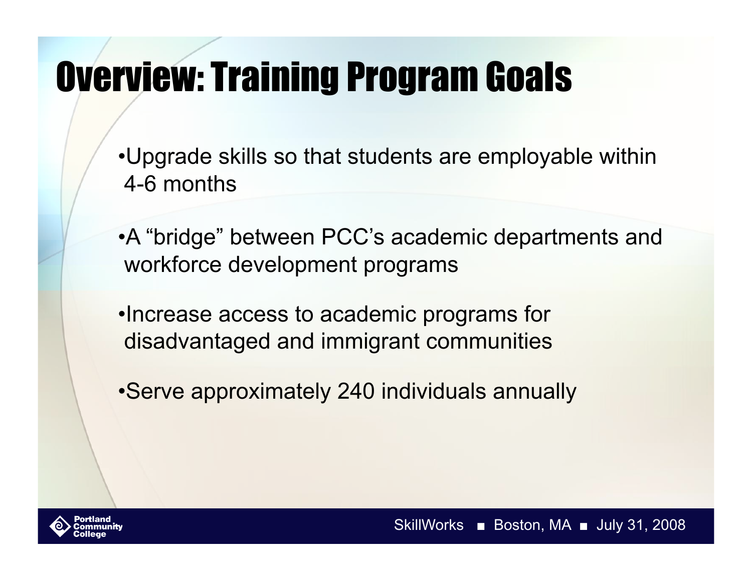# Overview: Training Program Goals

- Upgrade skills so that students are employable within 4-6 months
- A "bridge" between PCC's academic departments and workforce development programs
- Increase access to academic programs for disadvantaged and immigrant communities
- Serve approximately 240 individuals annually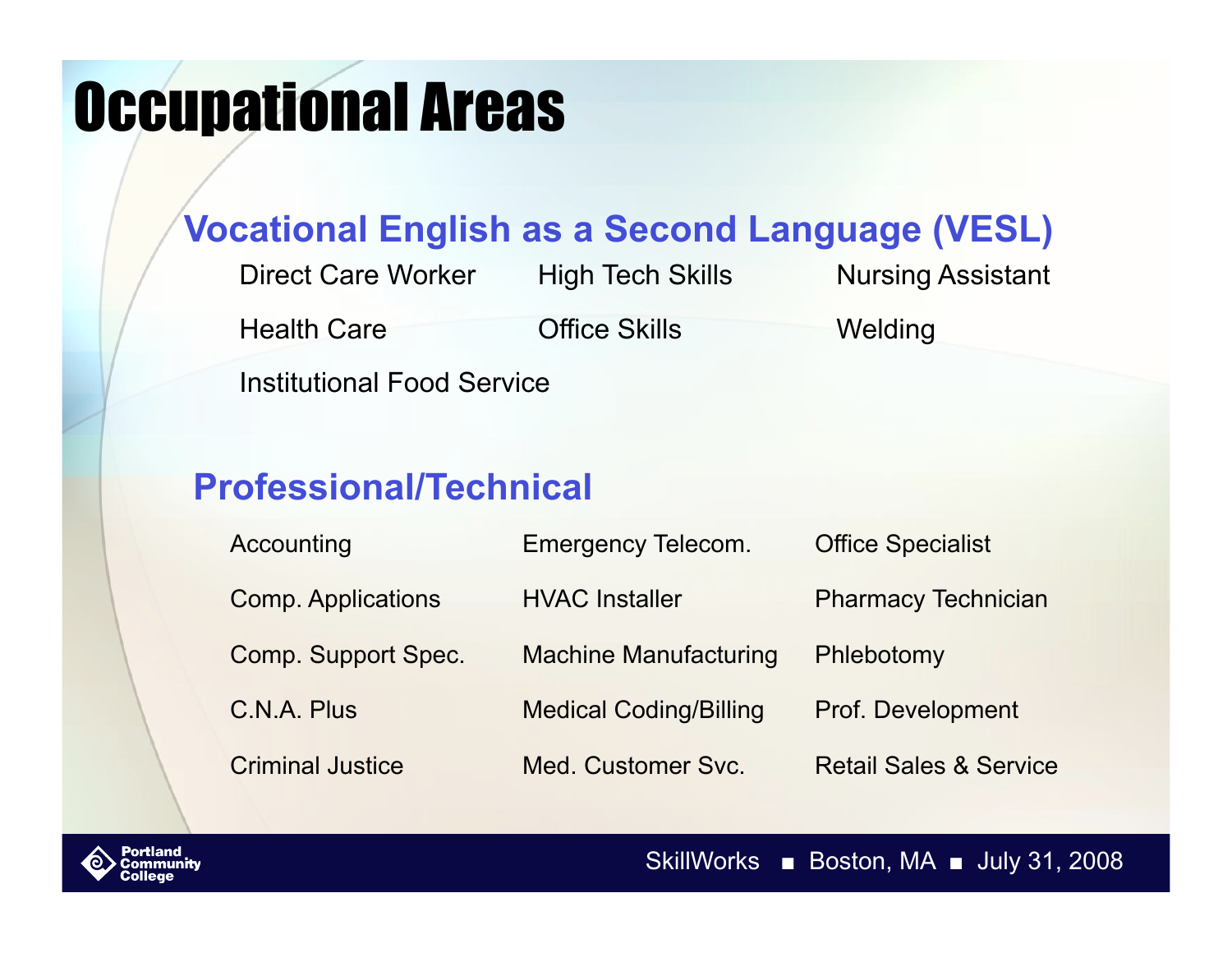# Occupational Areas

## Vocational English as a Second Language (VESL)

- Direct Care Worker
- High Tech Skills
- Nursing Assistant
- Health Care
- Office Skills
- Welding
- Institutional Food Service

## Professional/Technical

- Accounting
- Emergency Telecom.
- Office Specialist
- Comp. Applications
- HVAC Installer
- Pharmacy Technician
- Comp. Support Spec.
- Machine Manufacturing
- Phlebotomy
- C.N.A. Plus
- Medical Coding/Billing
- Prof. Development
- Criminal Justice
- Med. Customer Svc.
- Retail Sales & Service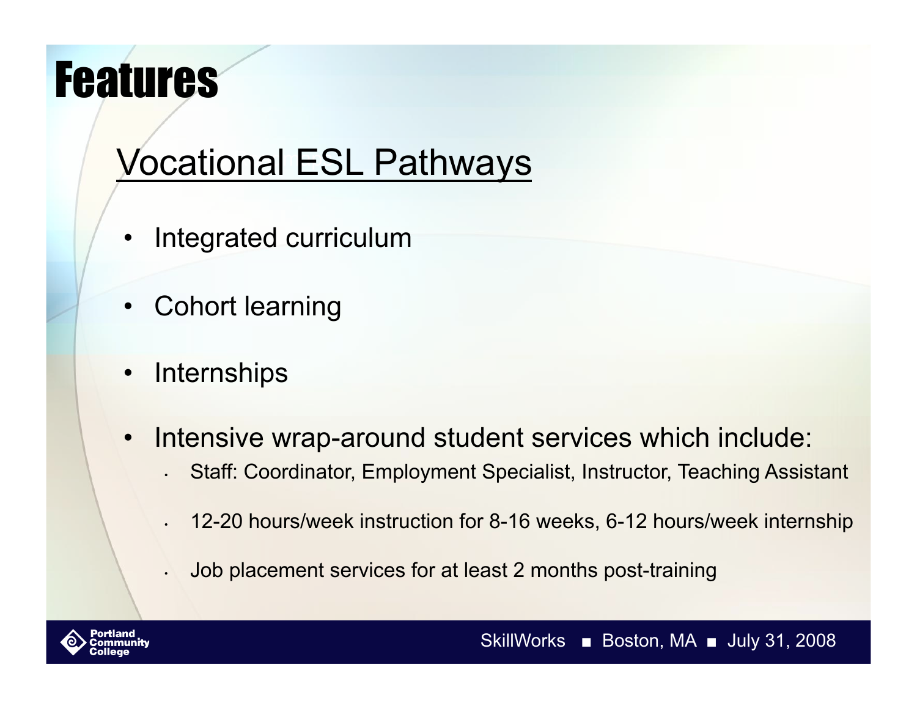# Features

## Vocational ESL Pathways

- Integrated curriculum
- Cohort learning
- Internships
- Intensive wrap-around student services which include:
  - Staff: Coordinator, Employment Specialist, Instructor, Teaching Assistant
  - 12-20 hours/week instruction for 8-16 weeks, 6-12 hours/week internship
  - Job placement services for at least 2 months post-training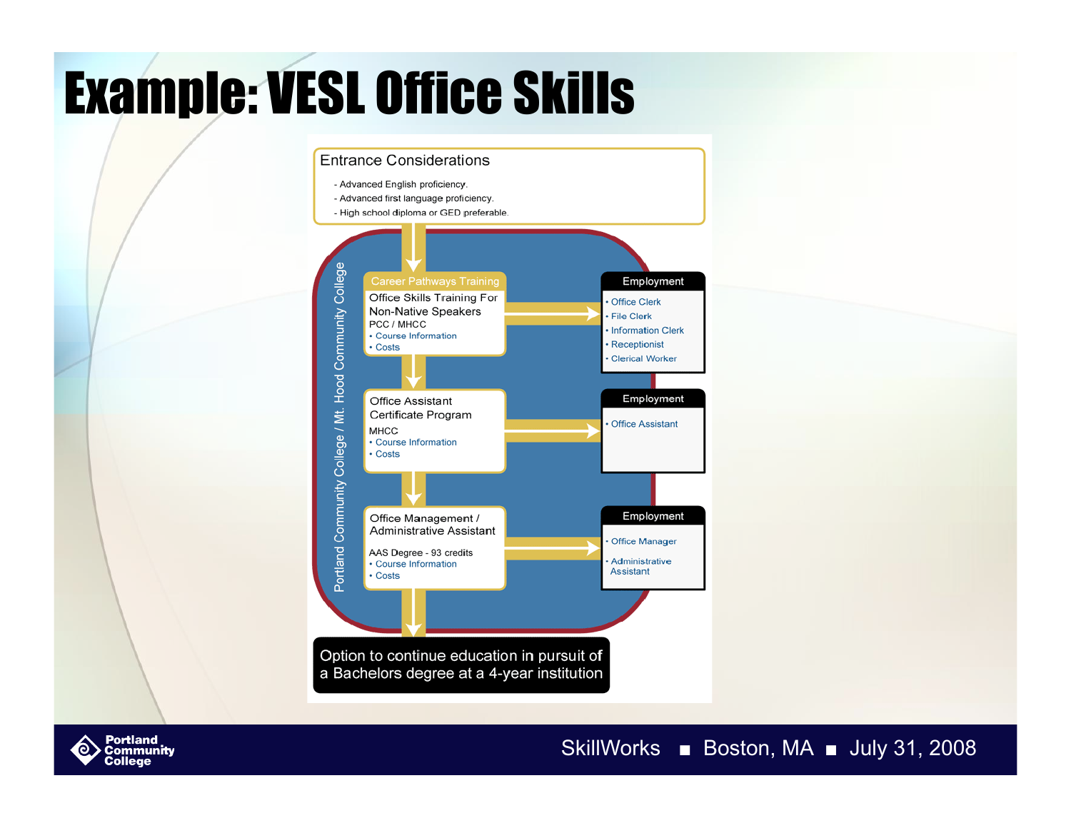# Example: VESL Office Skills

## Entrance Considerations

- Advanced English proficiency.
- Advanced first language proficiency.
- High school diploma or GED preferable.

*Portland Community College / Mt. Hood Community College*

### Career Pathways Training

**Office Skills Training For Non-Native Speakers**
PCC / MHCC
- Course Information
- Costs

**Employment**
- Office Clerk
- File Clerk
- Information Clerk
- Receptionist
- Clerical Worker

**Office Assistant Certificate Program**
MHCC
- Course Information
- Costs

**Employment**
- Office Assistant

**Office Management / Administrative Assistant**
AAS Degree - 93 credits
- Course Information
- Costs

**Employment**
- Office Manager
- Administrative Assistant

**Option to continue education in pursuit of a Bachelors degree at a 4-year institution**

Portland Community College

SkillWorks ■ Boston, MA ■ July 31, 2008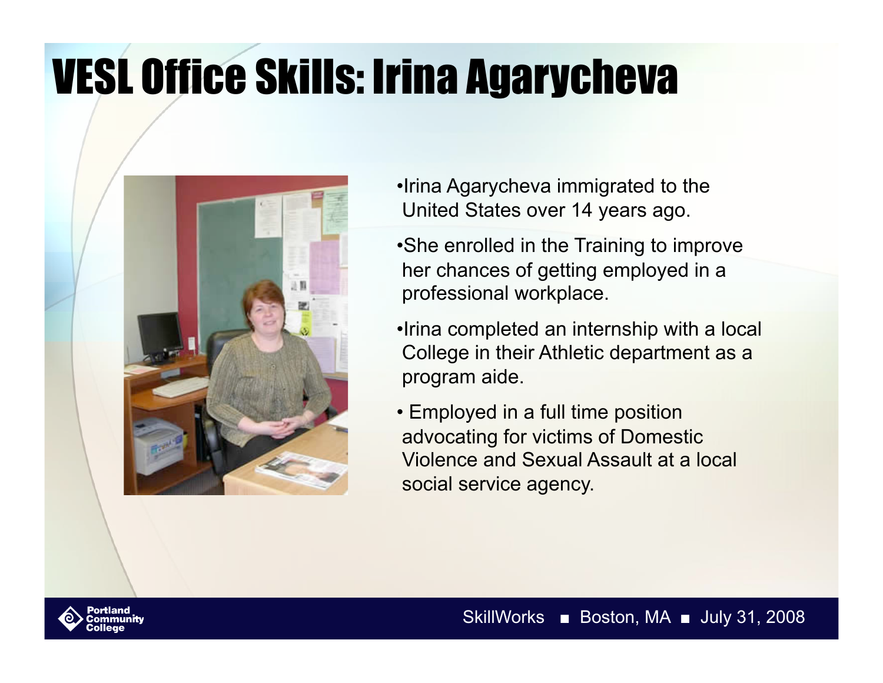# VESL Office Skills: Irina Agarycheva

- Irina Agarycheva immigrated to the United States over 14 years ago.
- She enrolled in the Training to improve her chances of getting employed in a professional workplace.
- Irina completed an internship with a local College in their Athletic department as a program aide.
- Employed in a full time position advocating for victims of Domestic Violence and Sexual Assault at a local social service agency.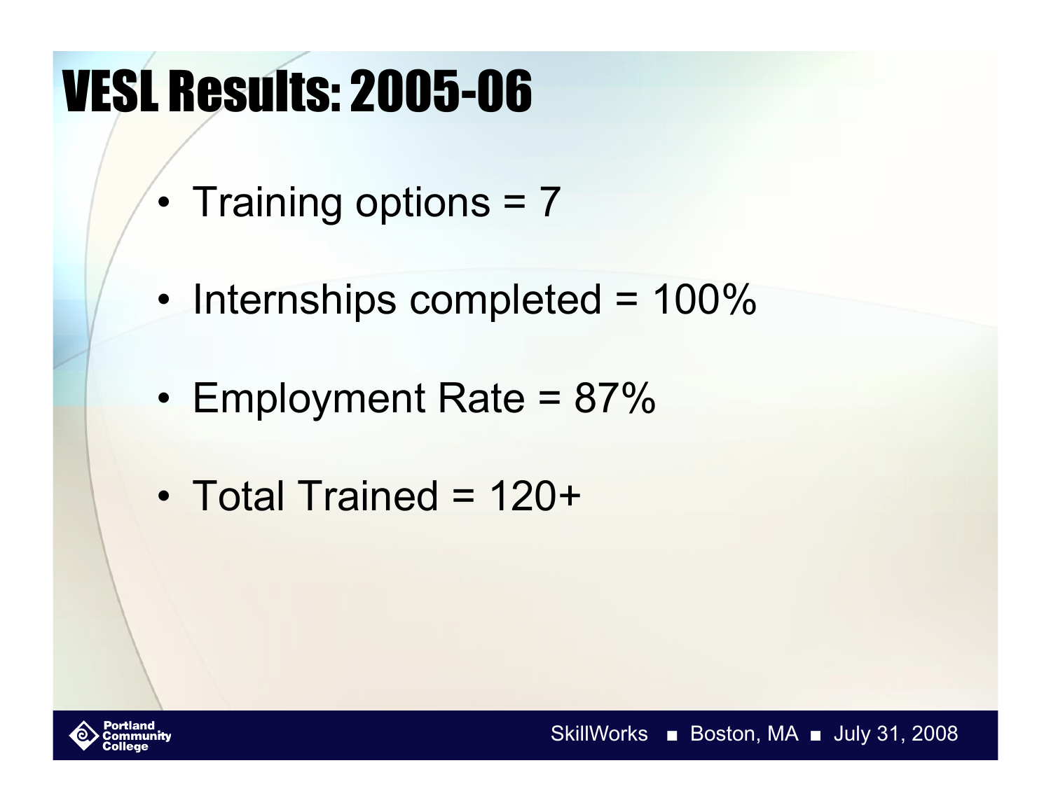# VESL Results: 2005-06

- Training options = 7
- Internships completed = 100%
- Employment Rate = 87%
- Total Trained = 120+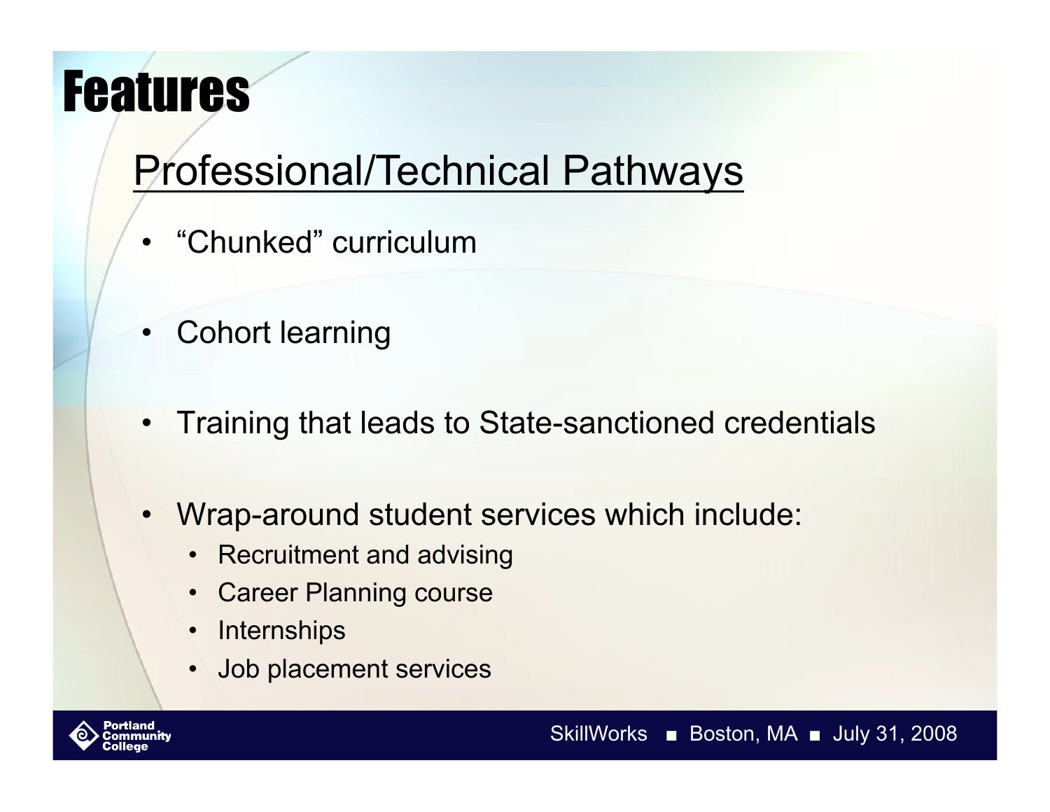# Features

## Professional/Technical Pathways

- "Chunked" curriculum
- Cohort learning
- Training that leads to State-sanctioned credentials
- Wrap-around student services which include:
  - Recruitment and advising
  - Career Planning course
  - Internships
  - Job placement services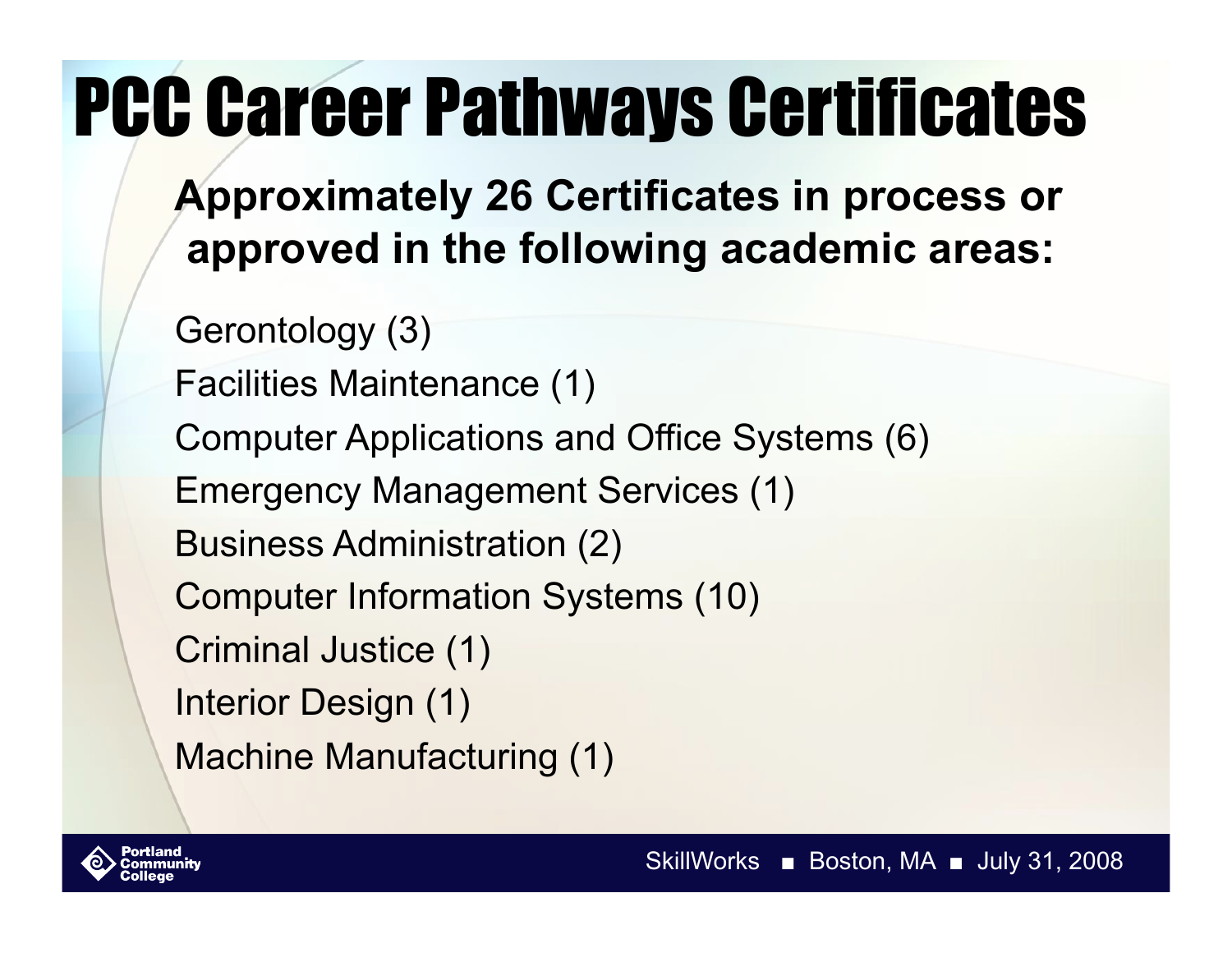# PCC Career Pathways Certificates

**Approximately 26 Certificates in process or approved in the following academic areas:**

Gerontology (3)
Facilities Maintenance (1)
Computer Applications and Office Systems (6)
Emergency Management Services (1)
Business Administration (2)
Computer Information Systems (10)
Criminal Justice (1)
Interior Design (1)
Machine Manufacturing (1)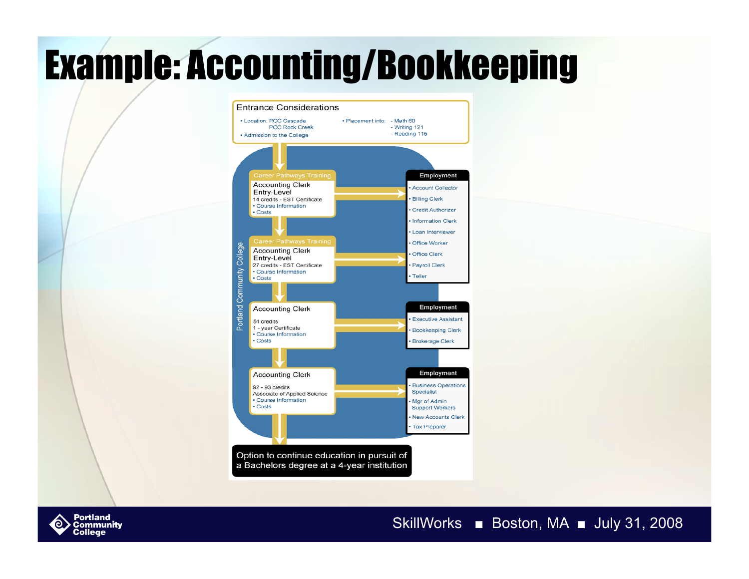# Example: Accounting/Bookkeeping

## Entrance Considerations

- Location: PCC Cascade
  PCC Rock Creek
- Admission to the College
- Placement into:
  - Math 60
  - Writing 121
  - Reading 115

### Portland Community College

**Career Pathways Training**
Accounting Clerk
Entry-Level
14 credits - EST Certificate
- Course Information
- Costs

**Career Pathways Training**
Accounting Clerk
Entry-Level
27 credits - EST Certificate
- Course Information
- Costs

**Employment**
- Account Collector
- Billing Clerk
- Credit Authorizer
- Information Clerk
- Loan Interviewer
- Office Worker
- Office Clerk
- Payroll Clerk
- Teller

Accounting Clerk
51 credits
1 - year Certificate
- Course Information
- Costs

**Employment**
- Executive Assistant
- Bookkeeping Clerk
- Brokerage Clerk

Accounting Clerk
92 - 93 credits
Associate of Applied Science
- Course Information
- Costs

**Employment**
- Business Operations Specialist
- Mgr of Admin Support Workers
- New Accounts Clerk
- Tax Preparer

Option to continue education in pursuit of a Bachelors degree at a 4-year institution

Portland Community College

SkillWorks ■ Boston, MA ■ July 31, 2008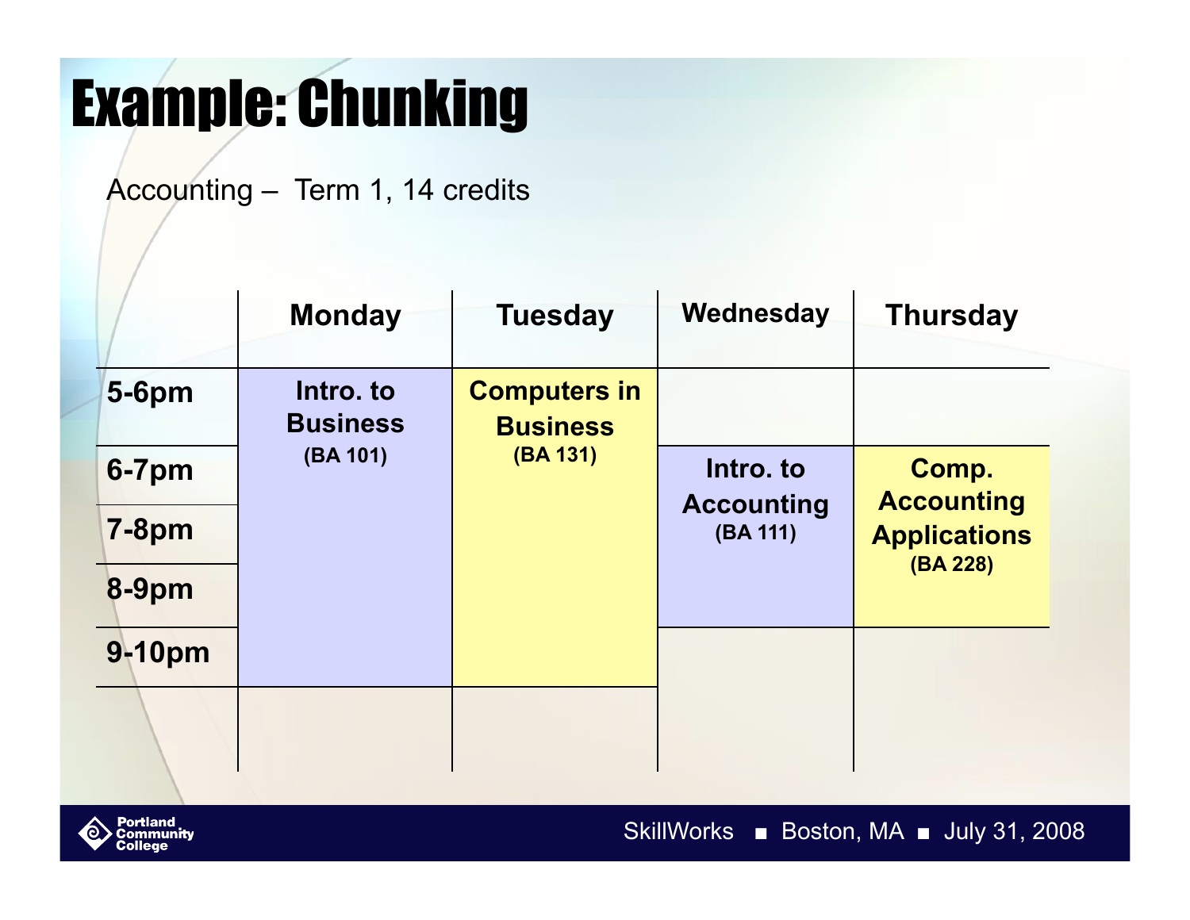# Example: Chunking

Accounting – Term 1, 14 credits

| | Monday | Tuesday | Wednesday | Thursday |
|---|---|---|---|---|
| 5-6pm | Intro. to Business (BA 101) | Computers in Business (BA 131) | | |
| 6-7pm | | | Intro. to Accounting (BA 111) | Comp. Accounting Applications (BA 228) |
| 7-8pm | | | | |
| 8-9pm | | | | |
| 9-10pm | | | | |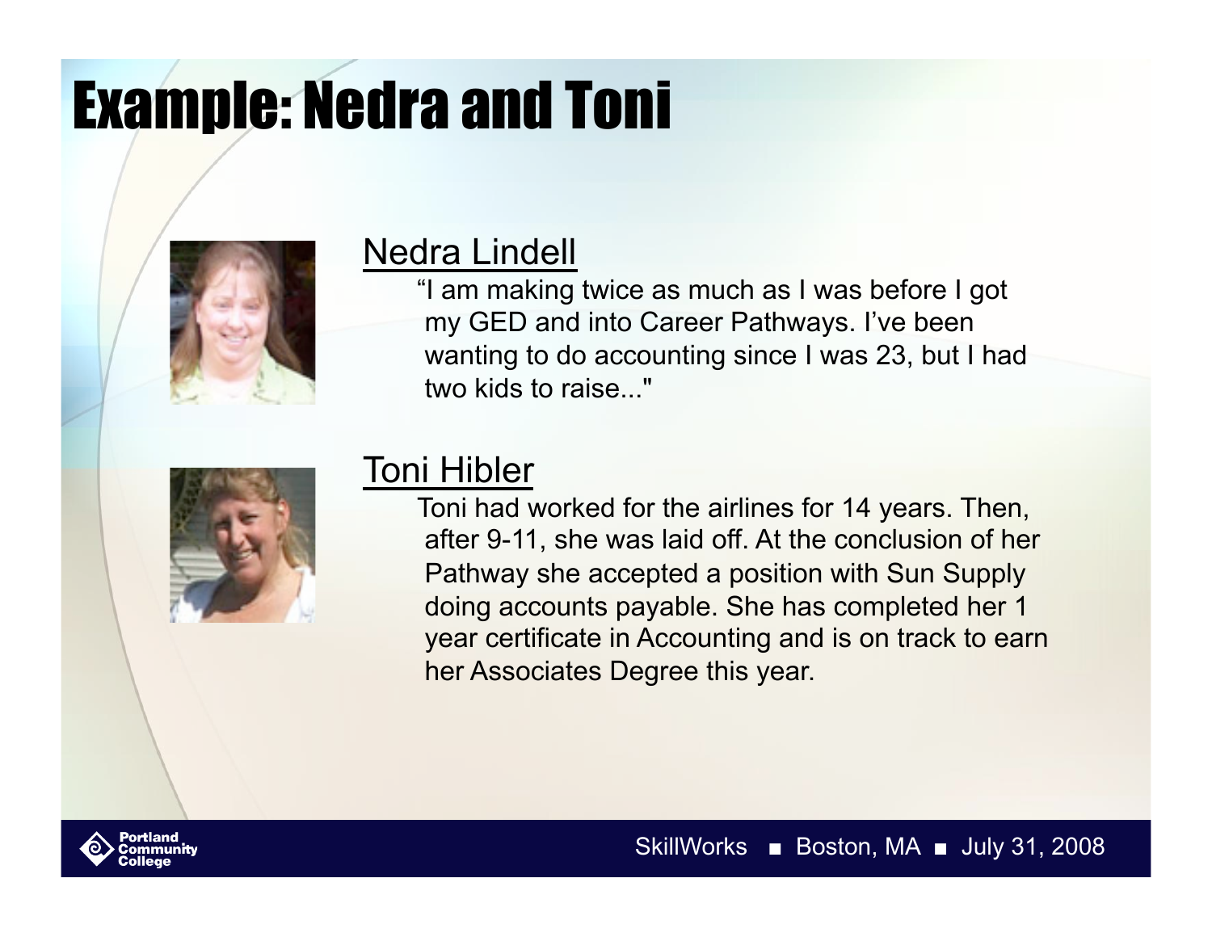# Example: Nedra and Toni

## Nedra Lindell

"I am making twice as much as I was before I got my GED and into Career Pathways. I've been wanting to do accounting since I was 23, but I had two kids to raise..."

## Toni Hibler

Toni had worked for the airlines for 14 years. Then, after 9-11, she was laid off. At the conclusion of her Pathway she accepted a position with Sun Supply doing accounts payable. She has completed her 1 year certificate in Accounting and is on track to earn her Associates Degree this year.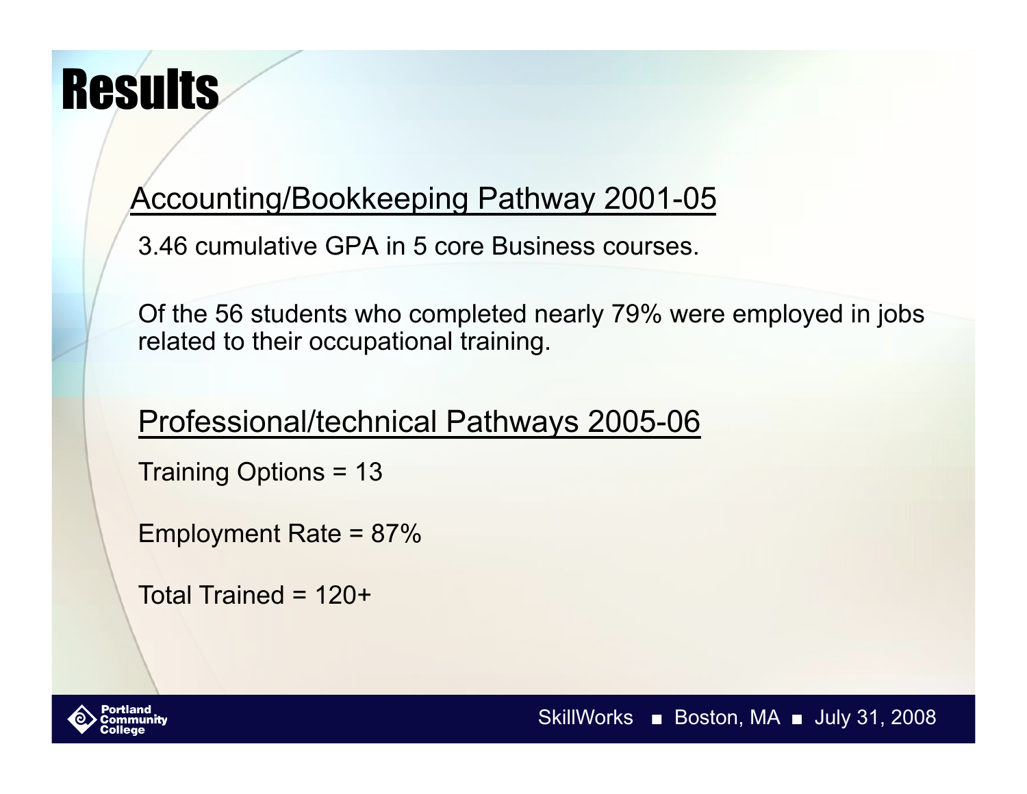# Results

## Accounting/Bookkeeping Pathway 2001-05

3.46 cumulative GPA in 5 core Business courses.

Of the 56 students who completed nearly 79% were employed in jobs related to their occupational training.

## Professional/technical Pathways 2005-06

Training Options = 13

Employment Rate = 87%

Total Trained = 120+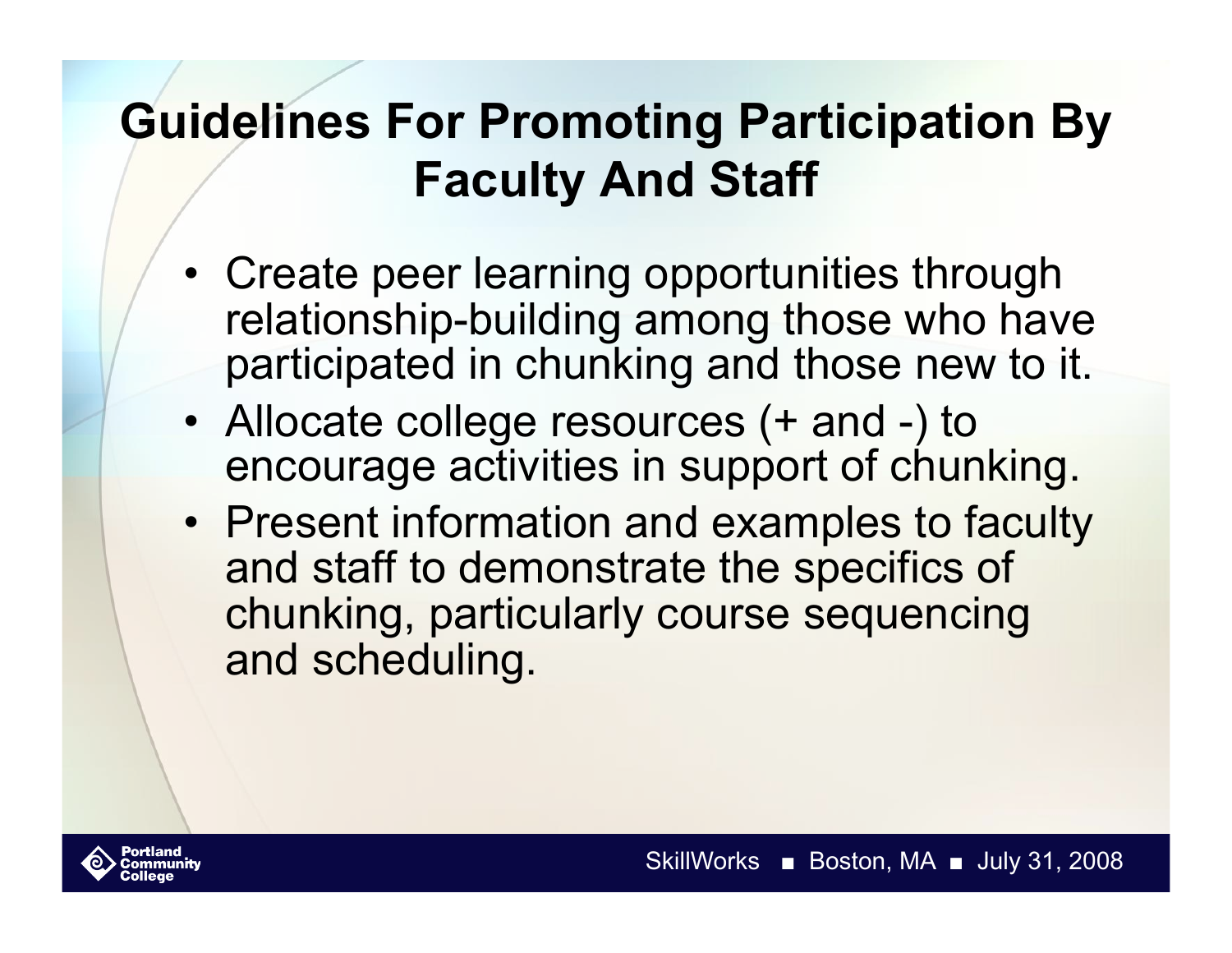# Guidelines For Promoting Participation By Faculty And Staff

- Create peer learning opportunities through relationship-building among those who have participated in chunking and those new to it.
- Allocate college resources (+ and -) to encourage activities in support of chunking.
- Present information and examples to faculty and staff to demonstrate the specifics of chunking, particularly course sequencing and scheduling.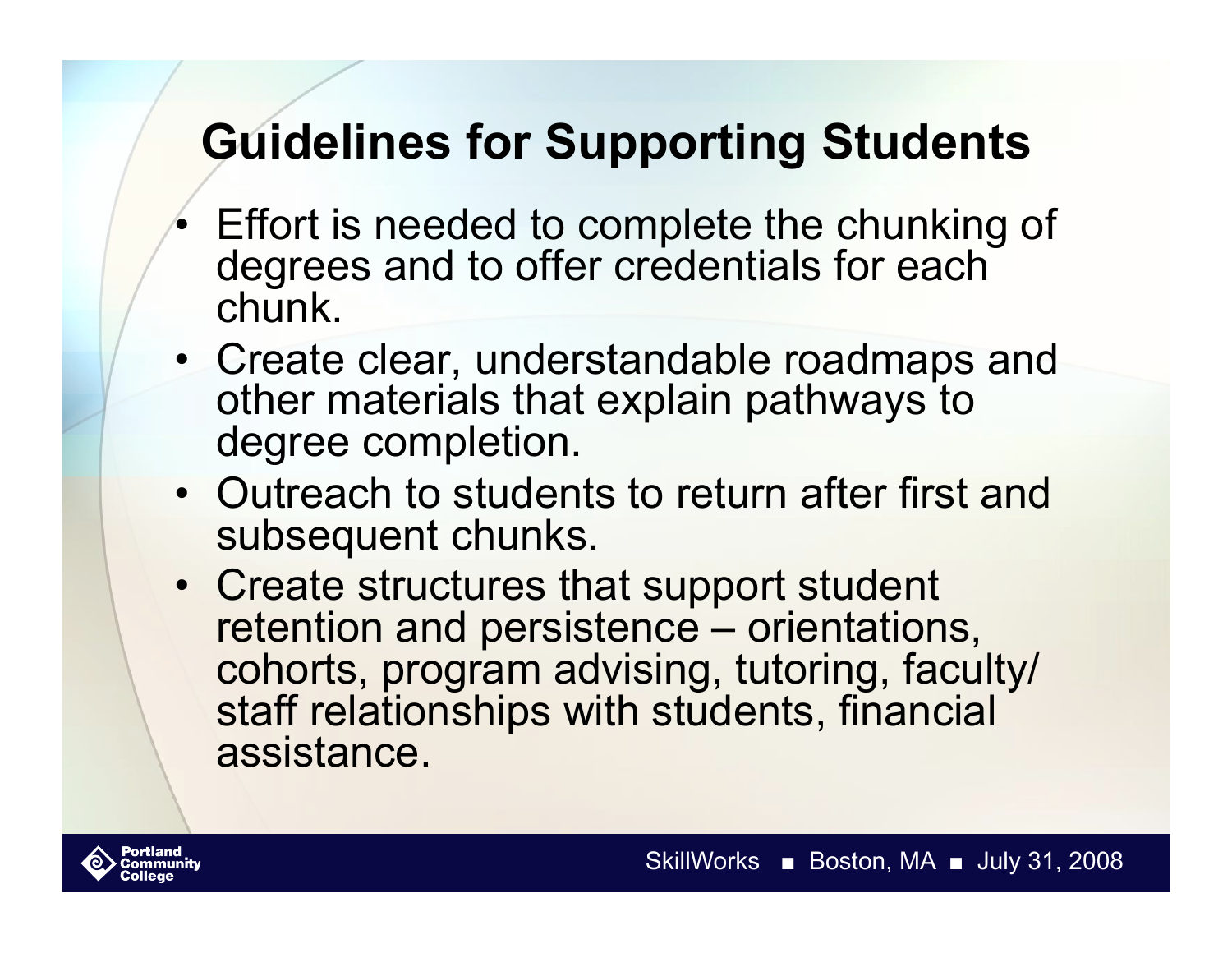# Guidelines for Supporting Students

- Effort is needed to complete the chunking of degrees and to offer credentials for each chunk.
- Create clear, understandable roadmaps and other materials that explain pathways to degree completion.
- Outreach to students to return after first and subsequent chunks.
- Create structures that support student retention and persistence – orientations, cohorts, program advising, tutoring, faculty/ staff relationships with students, financial assistance.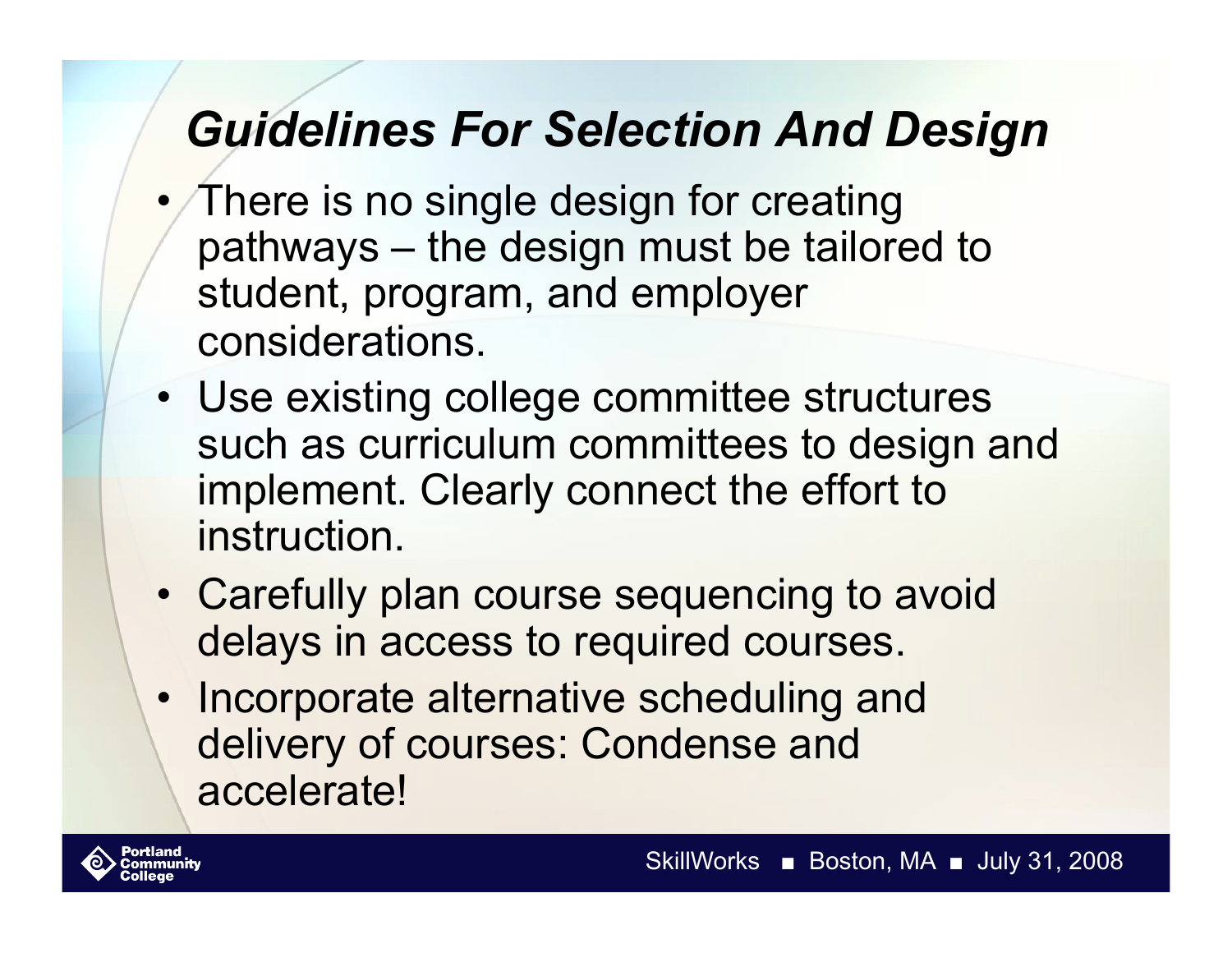# *Guidelines For Selection And Design*

- There is no single design for creating pathways – the design must be tailored to student, program, and employer considerations.
- Use existing college committee structures such as curriculum committees to design and implement. Clearly connect the effort to instruction.
- Carefully plan course sequencing to avoid delays in access to required courses.
- Incorporate alternative scheduling and delivery of courses: Condense and accelerate!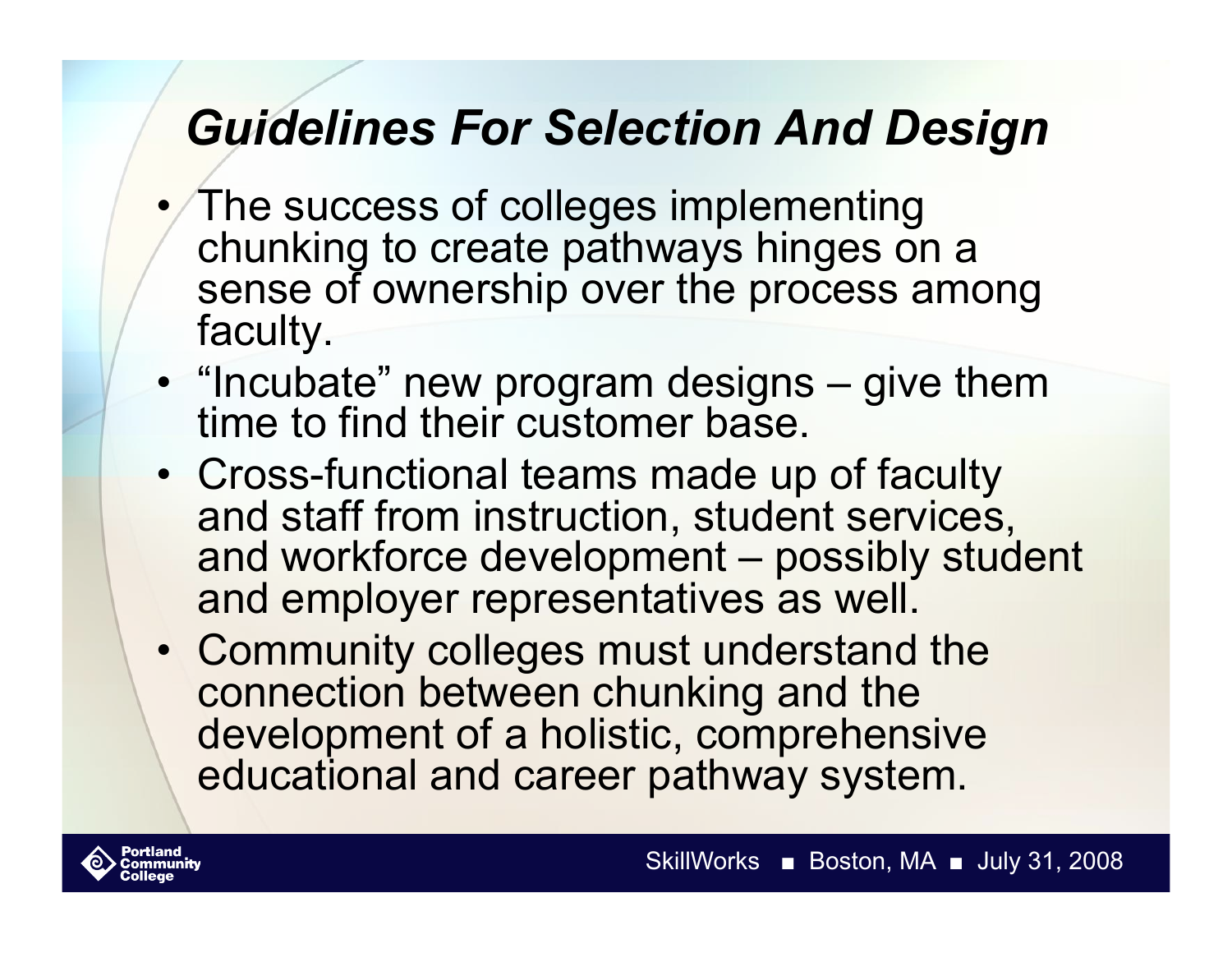## *Guidelines For Selection And Design*

- The success of colleges implementing chunking to create pathways hinges on a sense of ownership over the process among faculty.
- "Incubate" new program designs – give them time to find their customer base.
- Cross-functional teams made up of faculty and staff from instruction, student services, and workforce development – possibly student and employer representatives as well.
- Community colleges must understand the connection between chunking and the development of a holistic, comprehensive educational and career pathway system.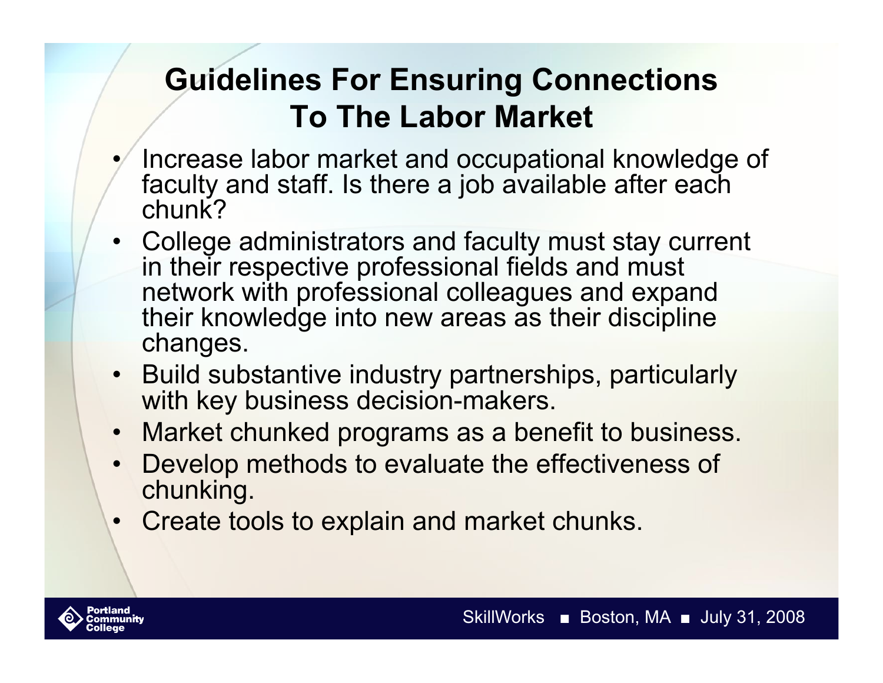# Guidelines For Ensuring Connections To The Labor Market

- Increase labor market and occupational knowledge of faculty and staff. Is there a job available after each chunk?
- College administrators and faculty must stay current in their respective professional fields and must network with professional colleagues and expand their knowledge into new areas as their discipline changes.
- Build substantive industry partnerships, particularly with key business decision-makers.
- Market chunked programs as a benefit to business.
- Develop methods to evaluate the effectiveness of chunking.
- Create tools to explain and market chunks.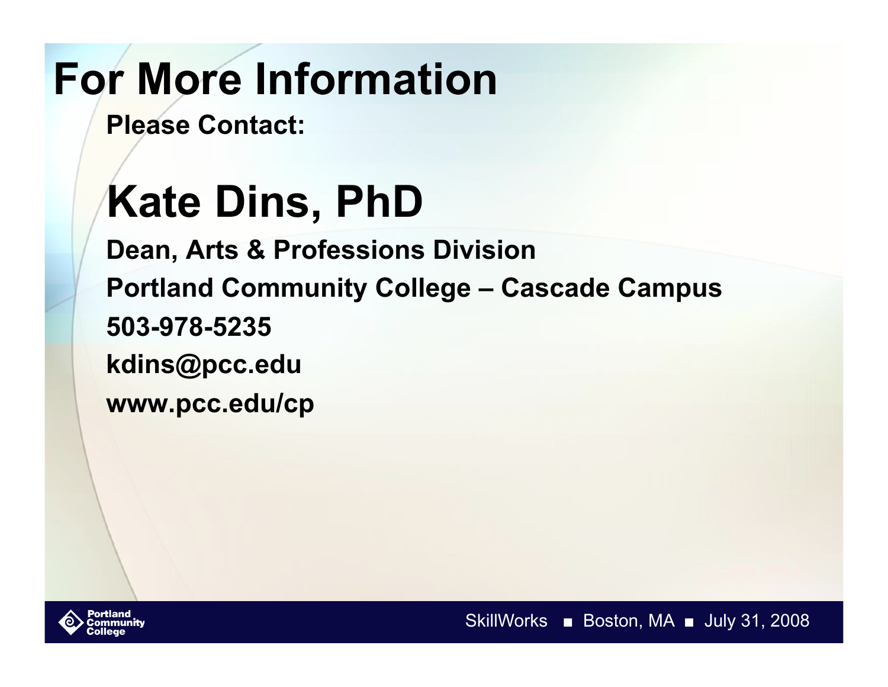# For More Information

**Please Contact:**

## Kate Dins, PhD

**Dean, Arts & Professions Division**

**Portland Community College – Cascade Campus**

**503-978-5235**

**kdins@pcc.edu**

**www.pcc.edu/cp**